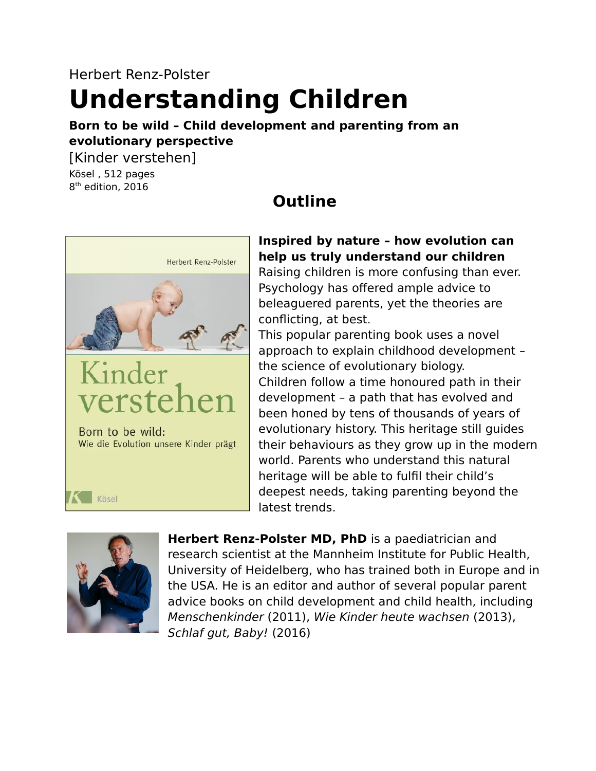Herbert Renz-Polster

# Understanding Children

**Born to be wild – Child development and parenting from an evolutionary perspective**

[Kinder verstehen]

Kösel , 512 pages
8th edition, 2016

## Outline

**Inspired by nature – how evolution can help us truly understand our children**

Raising children is more confusing than ever. Psychology has offered ample advice to beleaguered parents, yet the theories are conflicting, at best.

This popular parenting book uses a novel approach to explain childhood development – the science of evolutionary biology.

Children follow a time honoured path in their development – a path that has evolved and been honed by tens of thousands of years of evolutionary history. This heritage still guides their behaviours as they grow up in the modern world. Parents who understand this natural heritage will be able to fulfil their child's deepest needs, taking parenting beyond the latest trends.

**Herbert Renz-Polster MD, PhD** is a paediatrician and research scientist at the Mannheim Institute for Public Health, University of Heidelberg, who has trained both in Europe and in the USA. He is an editor and author of several popular parent advice books on child development and child health, including *Menschenkinder* (2011), *Wie Kinder heute wachsen* (2013), *Schlaf gut, Baby!* (2016)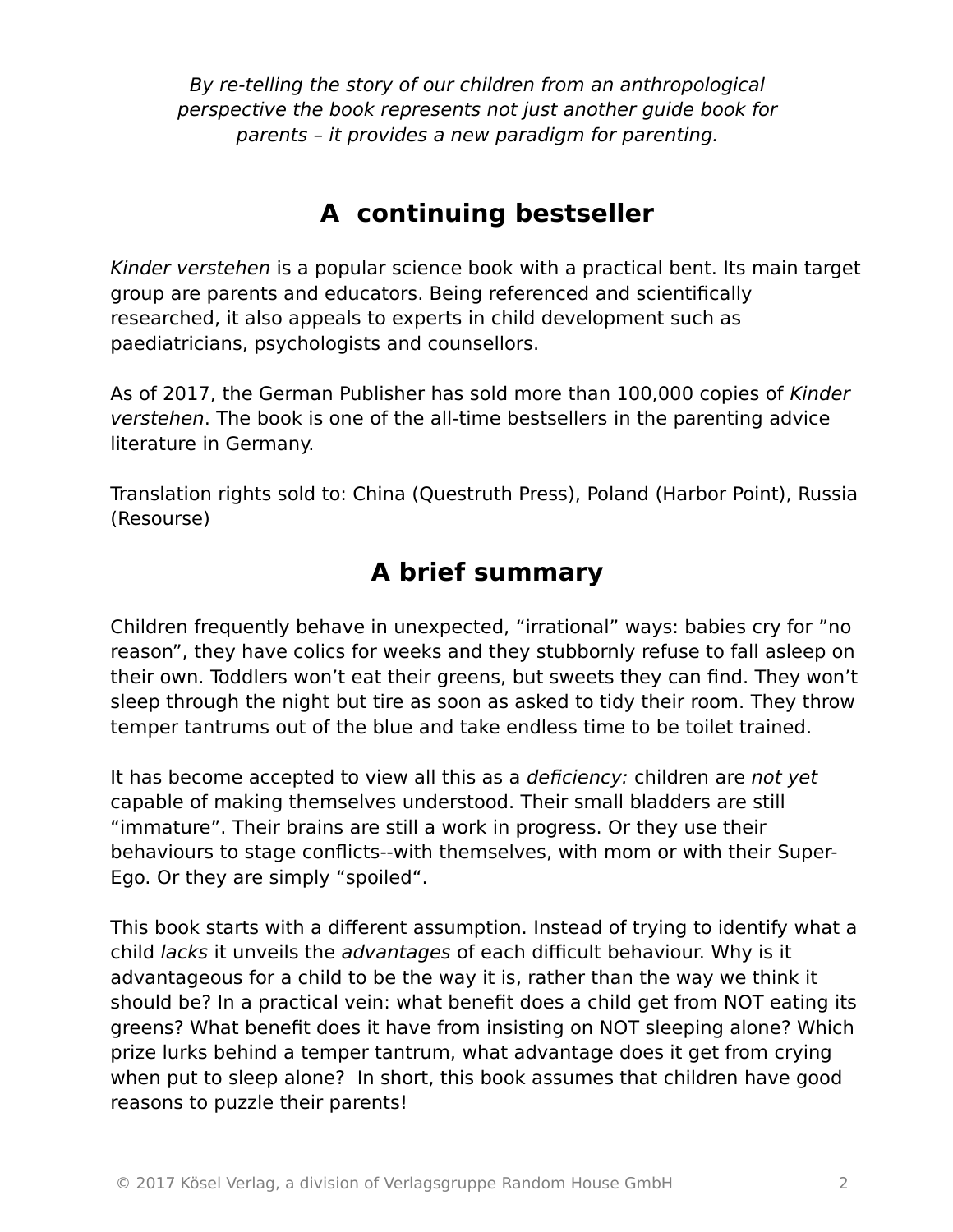*By re-telling the story of our children from an anthropological perspective the book represents not just another guide book for parents – it provides a new paradigm for parenting.*

## A continuing bestseller

*Kinder verstehen* is a popular science book with a practical bent. Its main target group are parents and educators. Being referenced and scientifically researched, it also appeals to experts in child development such as paediatricians, psychologists and counsellors.

As of 2017, the German Publisher has sold more than 100,000 copies of *Kinder verstehen*. The book is one of the all-time bestsellers in the parenting advice literature in Germany.

Translation rights sold to: China (Questruth Press), Poland (Harbor Point), Russia (Resourse)

## A brief summary

Children frequently behave in unexpected, “irrational” ways: babies cry for ”no reason”, they have colics for weeks and they stubbornly refuse to fall asleep on their own. Toddlers won’t eat their greens, but sweets they can find. They won’t sleep through the night but tire as soon as asked to tidy their room. They throw temper tantrums out of the blue and take endless time to be toilet trained.

It has become accepted to view all this as a *deficiency:* children are *not yet* capable of making themselves understood. Their small bladders are still “immature”. Their brains are still a work in progress. Or they use their behaviours to stage conflicts--with themselves, with mom or with their Super-Ego. Or they are simply “spoiled“.

This book starts with a different assumption. Instead of trying to identify what a child *lacks* it unveils the *advantages* of each difficult behaviour. Why is it advantageous for a child to be the way it is, rather than the way we think it should be? In a practical vein: what benefit does a child get from NOT eating its greens? What benefit does it have from insisting on NOT sleeping alone? Which prize lurks behind a temper tantrum, what advantage does it get from crying when put to sleep alone? In short, this book assumes that children have good reasons to puzzle their parents!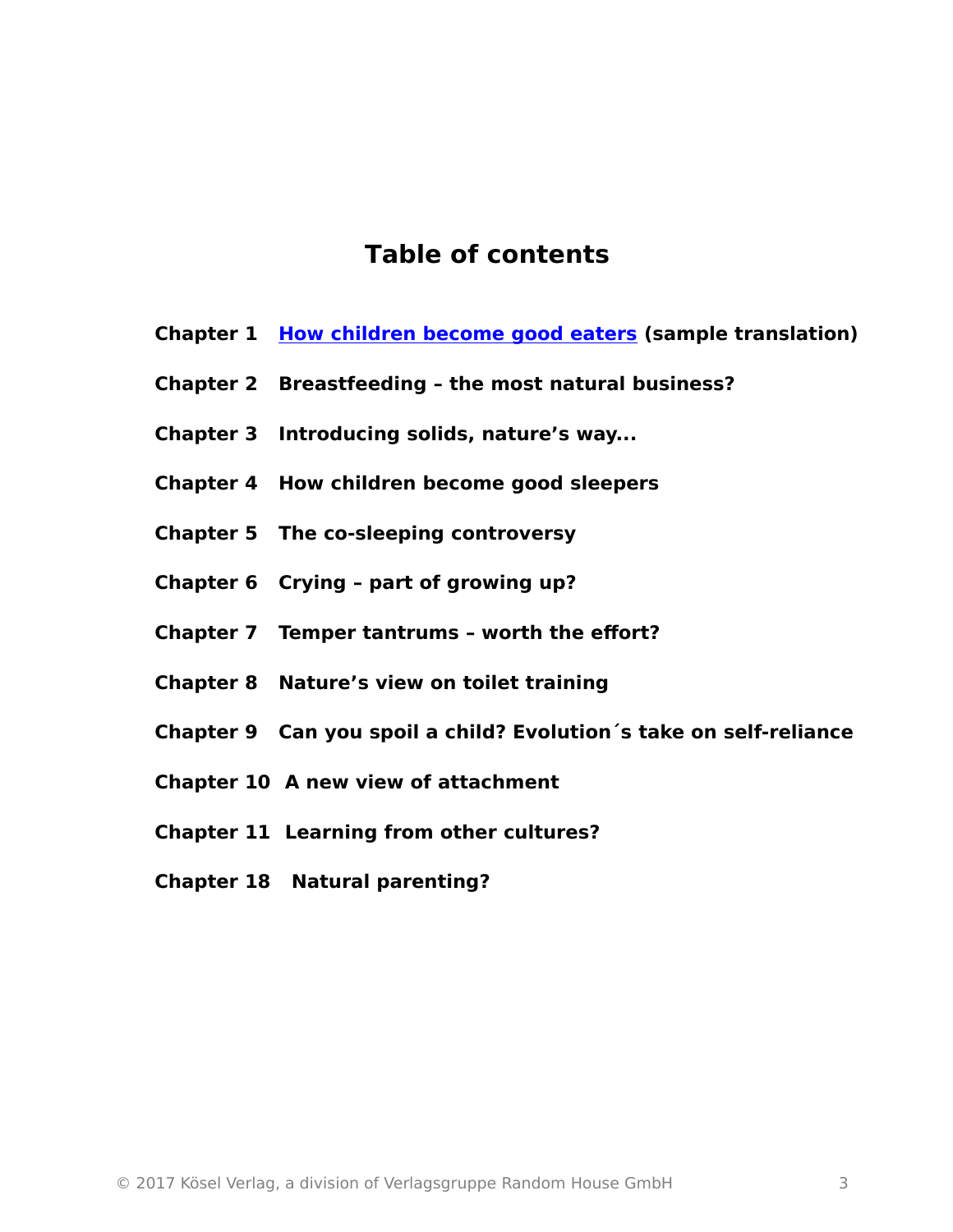# Table of contents

**Chapter 1** **How children become good eaters (sample translation)**

**Chapter 2** **Breastfeeding – the most natural business?**

**Chapter 3** **Introducing solids, nature's way...**

**Chapter 4** **How children become good sleepers**

**Chapter 5** **The co-sleeping controversy**

**Chapter 6** **Crying – part of growing up?**

**Chapter 7** **Temper tantrums – worth the effort?**

**Chapter 8** **Nature's view on toilet training**

**Chapter 9** **Can you spoil a child? Evolution´s take on self-reliance**

**Chapter 10** **A new view of attachment**

**Chapter 11** **Learning from other cultures?**

**Chapter 18** **Natural parenting?**

© 2017 Kösel Verlag, a division of Verlagsgruppe Random House GmbH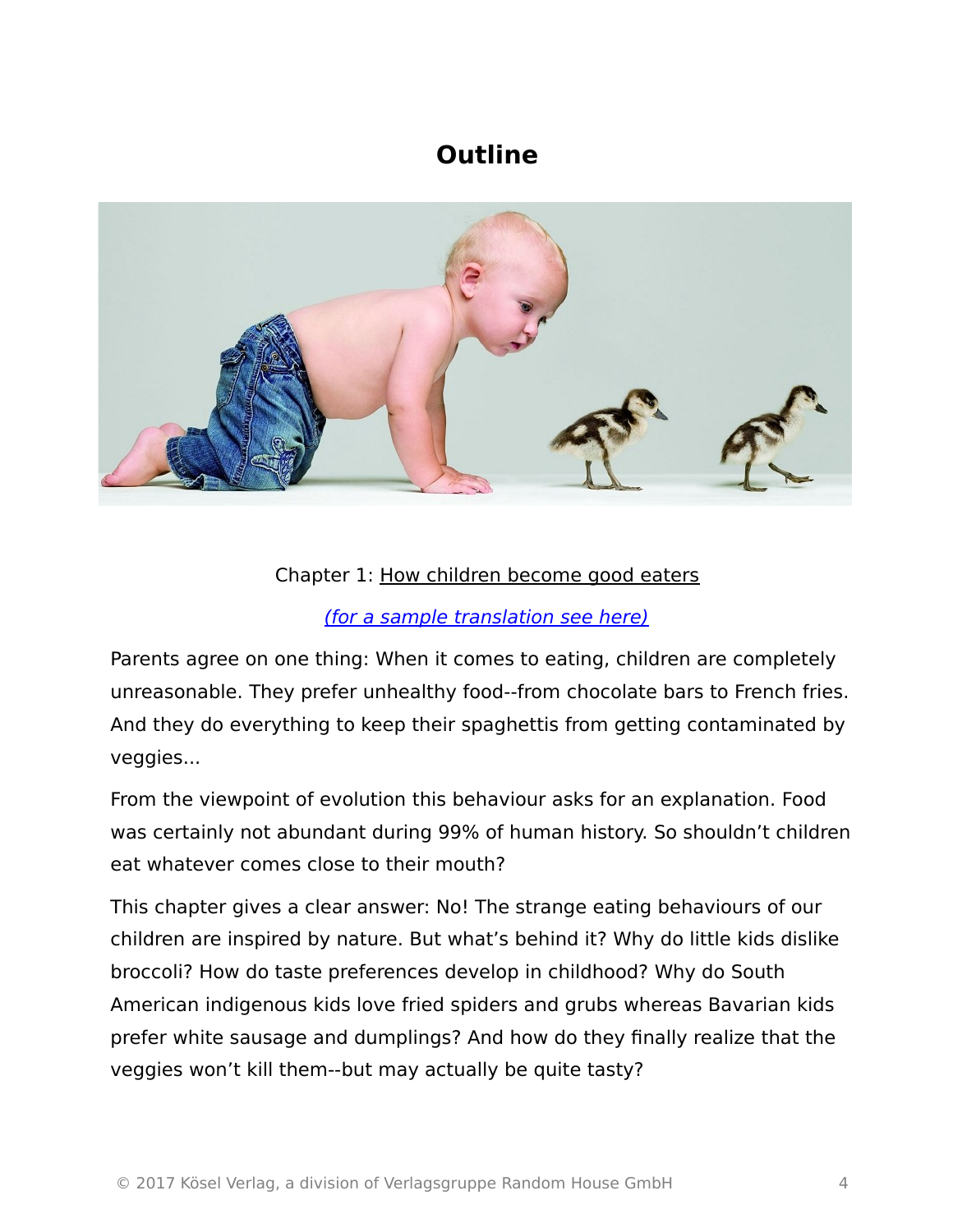# Outline

Chapter 1: How children become good eaters

*(for a sample translation see here)*

Parents agree on one thing: When it comes to eating, children are completely unreasonable. They prefer unhealthy food--from chocolate bars to French fries. And they do everything to keep their spaghettis from getting contaminated by veggies...

From the viewpoint of evolution this behaviour asks for an explanation. Food was certainly not abundant during 99% of human history. So shouldn't children eat whatever comes close to their mouth?

This chapter gives a clear answer: No! The strange eating behaviours of our children are inspired by nature. But what's behind it? Why do little kids dislike broccoli? How do taste preferences develop in childhood? Why do South American indigenous kids love fried spiders and grubs whereas Bavarian kids prefer white sausage and dumplings? And how do they finally realize that the veggies won't kill them--but may actually be quite tasty?

© 2017 Kösel Verlag, a division of Verlagsgruppe Random House GmbH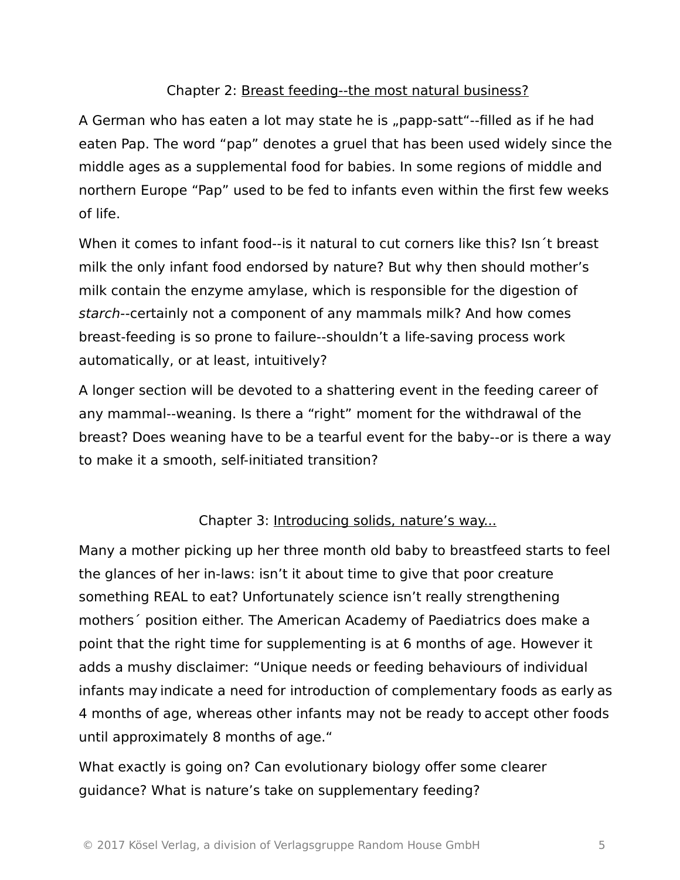## Chapter 2: Breast feeding--the most natural business?

A German who has eaten a lot may state he is „papp-satt“--filled as if he had eaten Pap. The word “pap” denotes a gruel that has been used widely since the middle ages as a supplemental food for babies. In some regions of middle and northern Europe “Pap” used to be fed to infants even within the first few weeks of life.

When it comes to infant food--is it natural to cut corners like this? Isn´t breast milk the only infant food endorsed by nature? But why then should mother’s milk contain the enzyme amylase, which is responsible for the digestion of *starch*--certainly not a component of any mammals milk? And how comes breast-feeding is so prone to failure--shouldn’t a life-saving process work automatically, or at least, intuitively?

A longer section will be devoted to a shattering event in the feeding career of any mammal--weaning. Is there a “right” moment for the withdrawal of the breast? Does weaning have to be a tearful event for the baby--or is there a way to make it a smooth, self-initiated transition?

## Chapter 3: Introducing solids, nature’s way...

Many a mother picking up her three month old baby to breastfeed starts to feel the glances of her in-laws: isn’t it about time to give that poor creature something REAL to eat? Unfortunately science isn’t really strengthening mothers´ position either. The American Academy of Paediatrics does make a point that the right time for supplementing is at 6 months of age. However it adds a mushy disclaimer: “Unique needs or feeding behaviours of individual infants may indicate a need for introduction of complementary foods as early as 4 months of age, whereas other infants may not be ready to accept other foods until approximately 8 months of age.“

What exactly is going on? Can evolutionary biology offer some clearer guidance? What is nature’s take on supplementary feeding?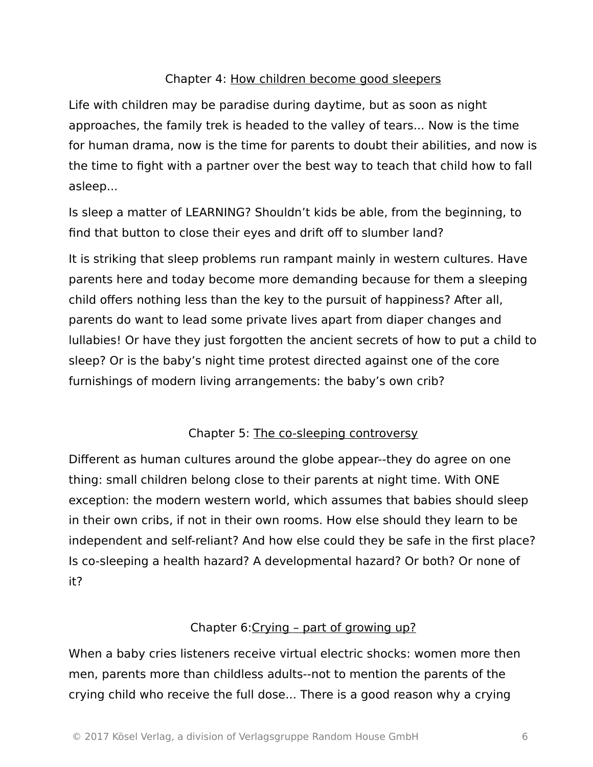## Chapter 4: How children become good sleepers

Life with children may be paradise during daytime, but as soon as night approaches, the family trek is headed to the valley of tears... Now is the time for human drama, now is the time for parents to doubt their abilities, and now is the time to fight with a partner over the best way to teach that child how to fall asleep...

Is sleep a matter of LEARNING? Shouldn't kids be able, from the beginning, to find that button to close their eyes and drift off to slumber land?

It is striking that sleep problems run rampant mainly in western cultures. Have parents here and today become more demanding because for them a sleeping child offers nothing less than the key to the pursuit of happiness? After all, parents do want to lead some private lives apart from diaper changes and lullabies! Or have they just forgotten the ancient secrets of how to put a child to sleep? Or is the baby's night time protest directed against one of the core furnishings of modern living arrangements: the baby's own crib?

## Chapter 5: The co-sleeping controversy

Different as human cultures around the globe appear--they do agree on one thing: small children belong close to their parents at night time. With ONE exception: the modern western world, which assumes that babies should sleep in their own cribs, if not in their own rooms. How else should they learn to be independent and self-reliant? And how else could they be safe in the first place? Is co-sleeping a health hazard? A developmental hazard? Or both? Or none of it?

## Chapter 6:Crying – part of growing up?

When a baby cries listeners receive virtual electric shocks: women more then men, parents more than childless adults--not to mention the parents of the crying child who receive the full dose... There is a good reason why a crying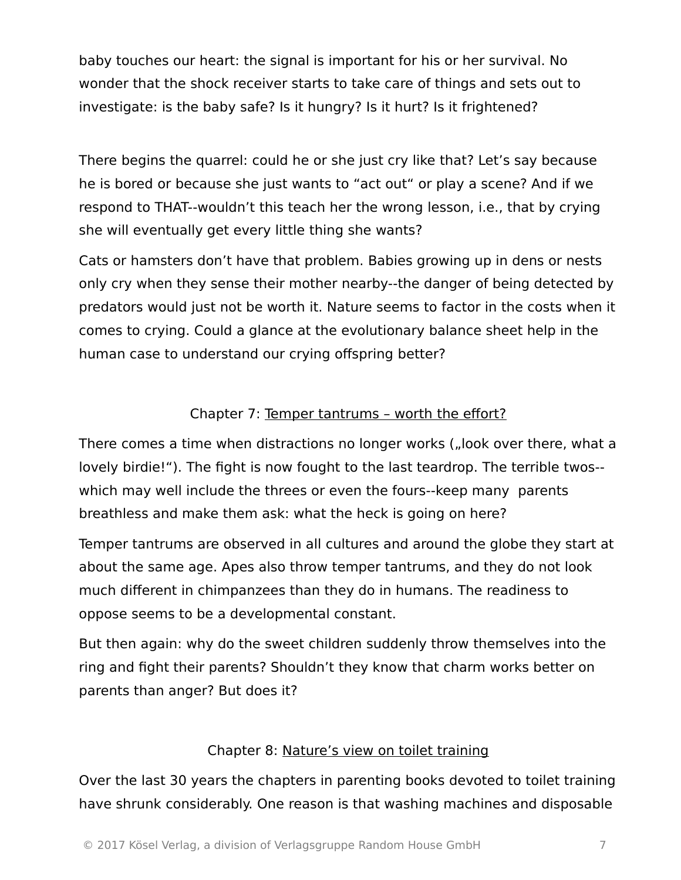baby touches our heart: the signal is important for his or her survival. No wonder that the shock receiver starts to take care of things and sets out to investigate: is the baby safe? Is it hungry? Is it hurt? Is it frightened?

There begins the quarrel: could he or she just cry like that? Let's say because he is bored or because she just wants to "act out" or play a scene? And if we respond to THAT--wouldn't this teach her the wrong lesson, i.e., that by crying she will eventually get every little thing she wants?

Cats or hamsters don't have that problem. Babies growing up in dens or nests only cry when they sense their mother nearby--the danger of being detected by predators would just not be worth it. Nature seems to factor in the costs when it comes to crying. Could a glance at the evolutionary balance sheet help in the human case to understand our crying offspring better?

## Chapter 7: Temper tantrums – worth the effort?

There comes a time when distractions no longer works („look over there, what a lovely birdie!"). The fight is now fought to the last teardrop. The terrible twos--which may well include the threes or even the fours--keep many parents breathless and make them ask: what the heck is going on here?

Temper tantrums are observed in all cultures and around the globe they start at about the same age. Apes also throw temper tantrums, and they do not look much different in chimpanzees than they do in humans. The readiness to oppose seems to be a developmental constant.

But then again: why do the sweet children suddenly throw themselves into the ring and fight their parents? Shouldn't they know that charm works better on parents than anger? But does it?

## Chapter 8: Nature's view on toilet training

Over the last 30 years the chapters in parenting books devoted to toilet training have shrunk considerably. One reason is that washing machines and disposable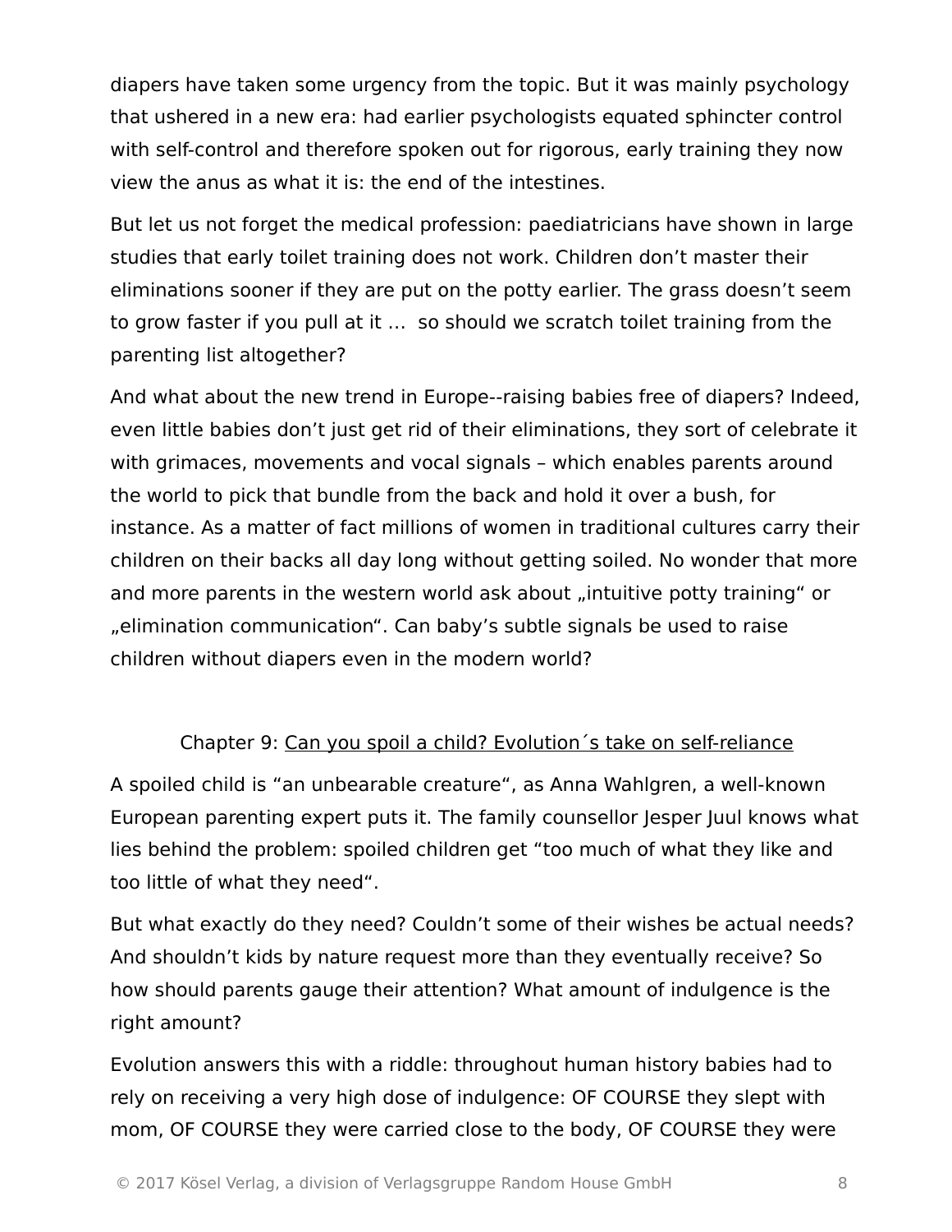diapers have taken some urgency from the topic. But it was mainly psychology that ushered in a new era: had earlier psychologists equated sphincter control with self-control and therefore spoken out for rigorous, early training they now view the anus as what it is: the end of the intestines.

But let us not forget the medical profession: paediatricians have shown in large studies that early toilet training does not work. Children don't master their eliminations sooner if they are put on the potty earlier. The grass doesn't seem to grow faster if you pull at it …  so should we scratch toilet training from the parenting list altogether?

And what about the new trend in Europe--raising babies free of diapers? Indeed, even little babies don't just get rid of their eliminations, they sort of celebrate it with grimaces, movements and vocal signals – which enables parents around the world to pick that bundle from the back and hold it over a bush, for instance. As a matter of fact millions of women in traditional cultures carry their children on their backs all day long without getting soiled. No wonder that more and more parents in the western world ask about „intuitive potty training" or „elimination communication". Can baby's subtle signals be used to raise children without diapers even in the modern world?

## Chapter 9: Can you spoil a child? Evolution´s take on self-reliance

A spoiled child is "an unbearable creature", as Anna Wahlgren, a well-known European parenting expert puts it. The family counsellor Jesper Juul knows what lies behind the problem: spoiled children get "too much of what they like and too little of what they need".

But what exactly do they need? Couldn't some of their wishes be actual needs? And shouldn't kids by nature request more than they eventually receive? So how should parents gauge their attention? What amount of indulgence is the right amount?

Evolution answers this with a riddle: throughout human history babies had to rely on receiving a very high dose of indulgence: OF COURSE they slept with mom, OF COURSE they were carried close to the body, OF COURSE they were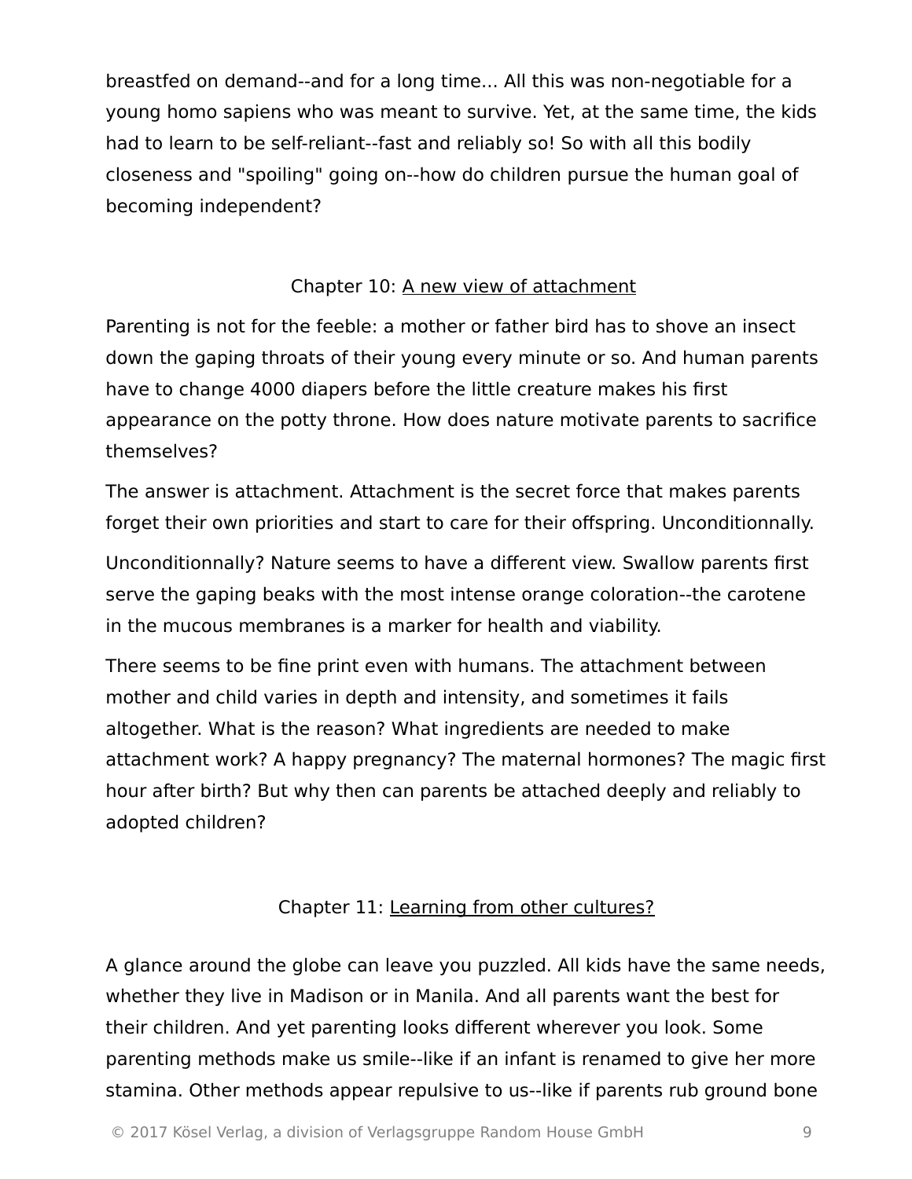breastfed on demand--and for a long time... All this was non-negotiable for a young homo sapiens who was meant to survive. Yet, at the same time, the kids had to learn to be self-reliant--fast and reliably so! So with all this bodily closeness and "spoiling" going on--how do children pursue the human goal of becoming independent?

## Chapter 10: A new view of attachment

Parenting is not for the feeble: a mother or father bird has to shove an insect down the gaping throats of their young every minute or so. And human parents have to change 4000 diapers before the little creature makes his first appearance on the potty throne. How does nature motivate parents to sacrifice themselves?

The answer is attachment. Attachment is the secret force that makes parents forget their own priorities and start to care for their offspring. Unconditionnally.

Unconditionnally? Nature seems to have a different view. Swallow parents first serve the gaping beaks with the most intense orange coloration--the carotene in the mucous membranes is a marker for health and viability.

There seems to be fine print even with humans. The attachment between mother and child varies in depth and intensity, and sometimes it fails altogether. What is the reason? What ingredients are needed to make attachment work? A happy pregnancy? The maternal hormones? The magic first hour after birth? But why then can parents be attached deeply and reliably to adopted children?

## Chapter 11: Learning from other cultures?

A glance around the globe can leave you puzzled. All kids have the same needs, whether they live in Madison or in Manila. And all parents want the best for their children. And yet parenting looks different wherever you look. Some parenting methods make us smile--like if an infant is renamed to give her more stamina. Other methods appear repulsive to us--like if parents rub ground bone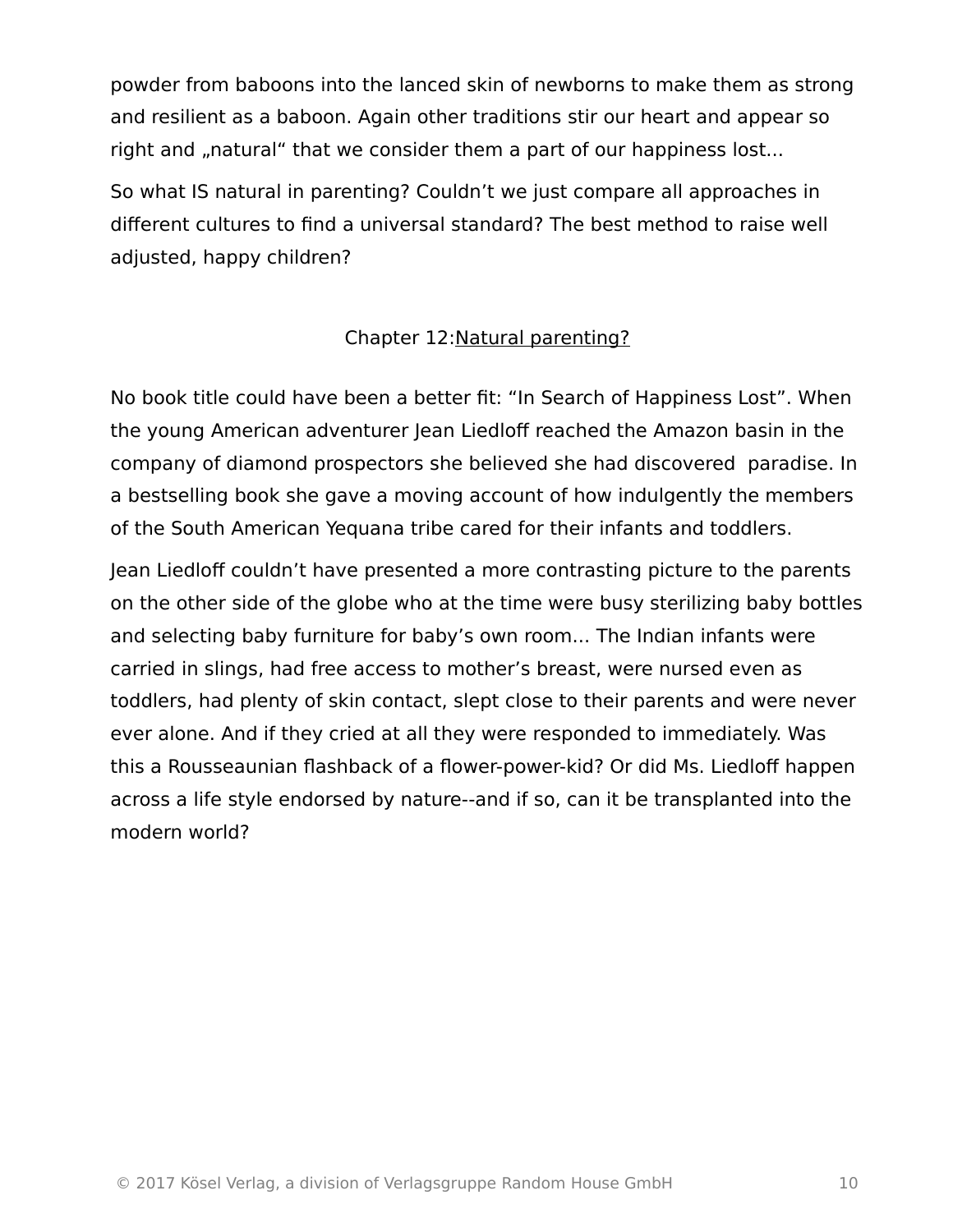powder from baboons into the lanced skin of newborns to make them as strong and resilient as a baboon. Again other traditions stir our heart and appear so right and „natural" that we consider them a part of our happiness lost...

So what IS natural in parenting? Couldn't we just compare all approaches in different cultures to find a universal standard? The best method to raise well adjusted, happy children?

## Chapter 12: Natural parenting?

No book title could have been a better fit: "In Search of Happiness Lost". When the young American adventurer Jean Liedloff reached the Amazon basin in the company of diamond prospectors she believed she had discovered paradise. In a bestselling book she gave a moving account of how indulgently the members of the South American Yequana tribe cared for their infants and toddlers.

Jean Liedloff couldn't have presented a more contrasting picture to the parents on the other side of the globe who at the time were busy sterilizing baby bottles and selecting baby furniture for baby's own room... The Indian infants were carried in slings, had free access to mother's breast, were nursed even as toddlers, had plenty of skin contact, slept close to their parents and were never ever alone. And if they cried at all they were responded to immediately. Was this a Rousseaunian flashback of a flower-power-kid? Or did Ms. Liedloff happen across a life style endorsed by nature--and if so, can it be transplanted into the modern world?